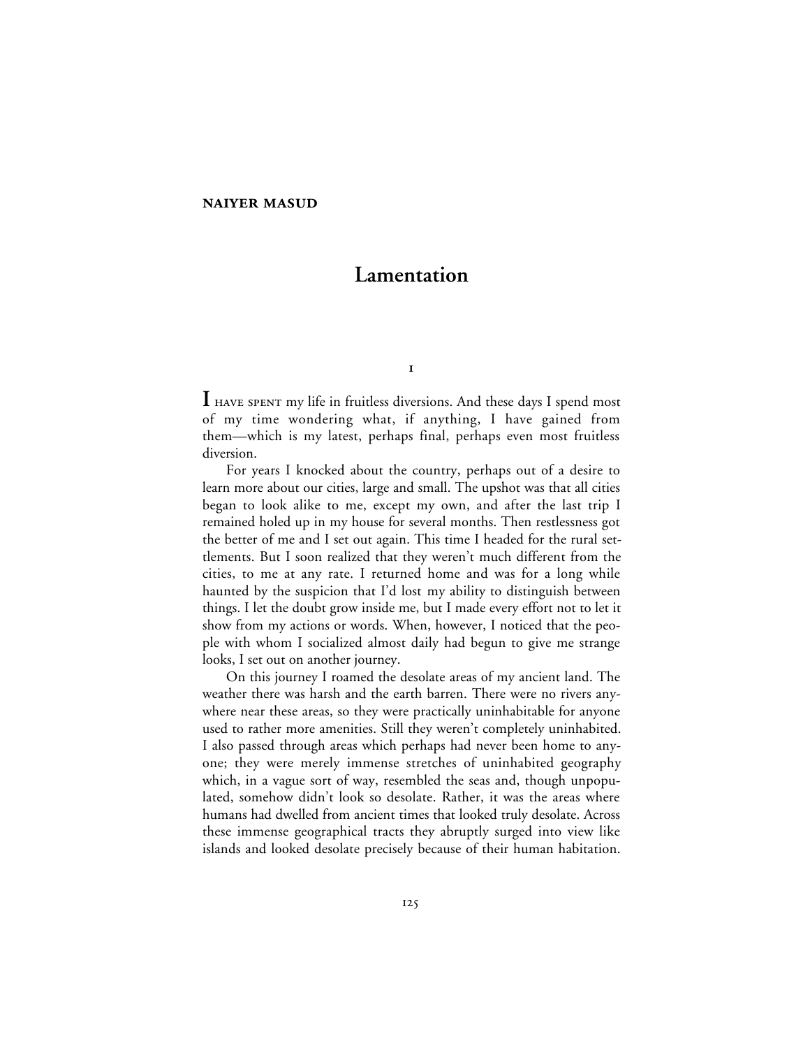**NAIYER MASUD**

# Lamentation

## I

I HAVE SPENT my life in fruitless diversions. And these days I spend most of my time wondering what, if anything, I have gained from them—which is my latest, perhaps final, perhaps even most fruitless diversion.

For years I knocked about the country, perhaps out of a desire to learn more about our cities, large and small. The upshot was that all cities began to look alike to me, except my own, and after the last trip I remained holed up in my house for several months. Then restlessness got the better of me and I set out again. This time I headed for the rural settlements. But I soon realized that they weren't much different from the cities, to me at any rate. I returned home and was for a long while haunted by the suspicion that I'd lost my ability to distinguish between things. I let the doubt grow inside me, but I made every effort not to let it show from my actions or words. When, however, I noticed that the people with whom I socialized almost daily had begun to give me strange looks, I set out on another journey.

On this journey I roamed the desolate areas of my ancient land. The weather there was harsh and the earth barren. There were no rivers anywhere near these areas, so they were practically uninhabitable for anyone used to rather more amenities. Still they weren't completely uninhabited. I also passed through areas which perhaps had never been home to anyone; they were merely immense stretches of uninhabited geography which, in a vague sort of way, resembled the seas and, though unpopulated, somehow didn't look so desolate. Rather, it was the areas where humans had dwelled from ancient times that looked truly desolate. Across these immense geographical tracts they abruptly surged into view like islands and looked desolate precisely because of their human habitation.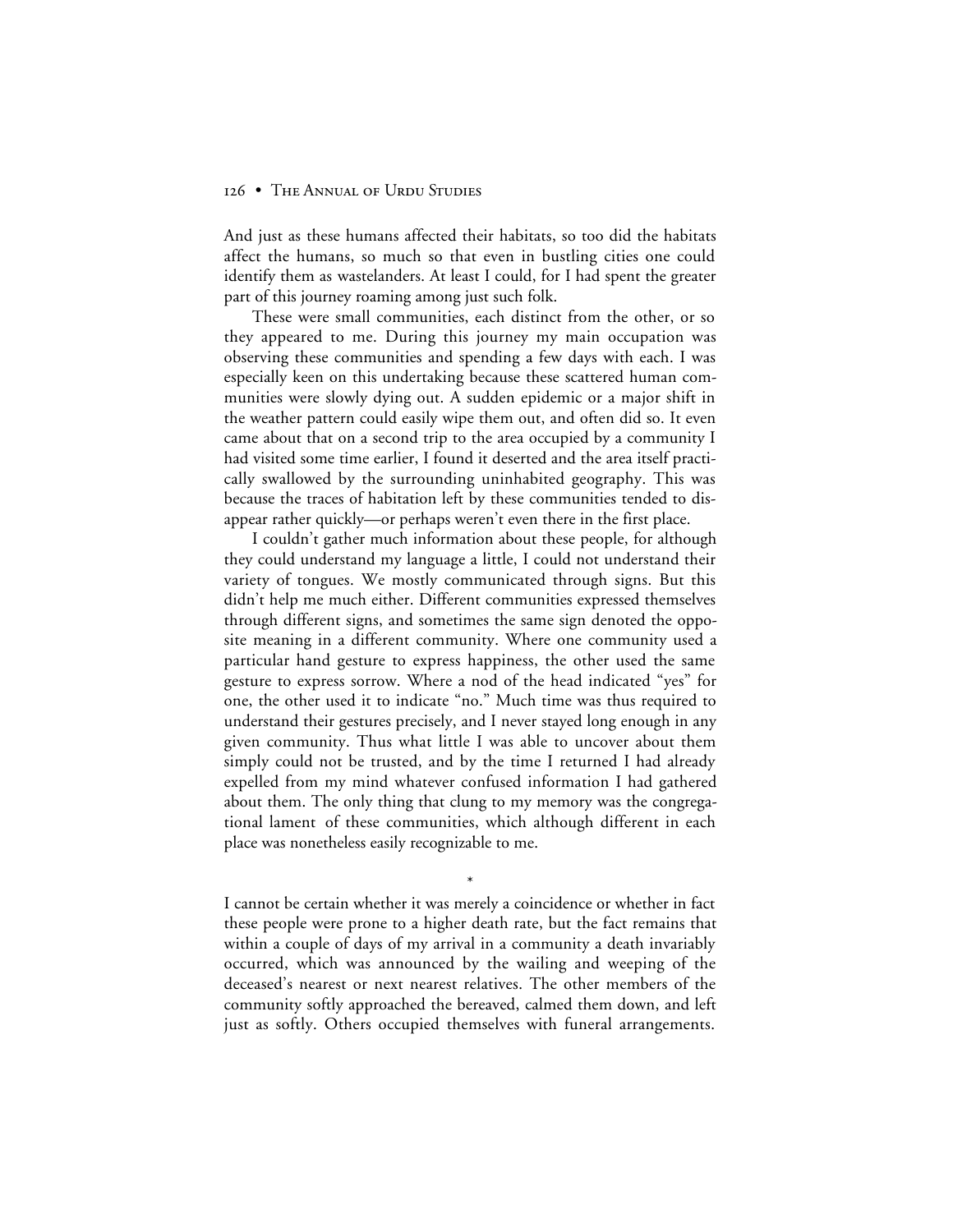And just as these humans affected their habitats, so too did the habitats affect the humans, so much so that even in bustling cities one could identify them as wastelanders. At least I could, for I had spent the greater part of this journey roaming among just such folk.

These were small communities, each distinct from the other, or so they appeared to me. During this journey my main occupation was observing these communities and spending a few days with each. I was especially keen on this undertaking because these scattered human communities were slowly dying out. A sudden epidemic or a major shift in the weather pattern could easily wipe them out, and often did so. It even came about that on a second trip to the area occupied by a community I had visited some time earlier, I found it deserted and the area itself practically swallowed by the surrounding uninhabited geography. This was because the traces of habitation left by these communities tended to disappear rather quickly—or perhaps weren't even there in the first place.

I couldn't gather much information about these people, for although they could understand my language a little, I could not understand their variety of tongues. We mostly communicated through signs. But this didn't help me much either. Different communities expressed themselves through different signs, and sometimes the same sign denoted the opposite meaning in a different community. Where one community used a particular hand gesture to express happiness, the other used the same gesture to express sorrow. Where a nod of the head indicated "yes" for one, the other used it to indicate "no." Much time was thus required to understand their gestures precisely, and I never stayed long enough in any given community. Thus what little I was able to uncover about them simply could not be trusted, and by the time I returned I had already expelled from my mind whatever confused information I had gathered about them. The only thing that clung to my memory was the congregational lament of these communities, which although different in each place was nonetheless easily recognizable to me.

*

I cannot be certain whether it was merely a coincidence or whether in fact these people were prone to a higher death rate, but the fact remains that within a couple of days of my arrival in a community a death invariably occurred, which was announced by the wailing and weeping of the deceased's nearest or next nearest relatives. The other members of the community softly approached the bereaved, calmed them down, and left just as softly. Others occupied themselves with funeral arrangements.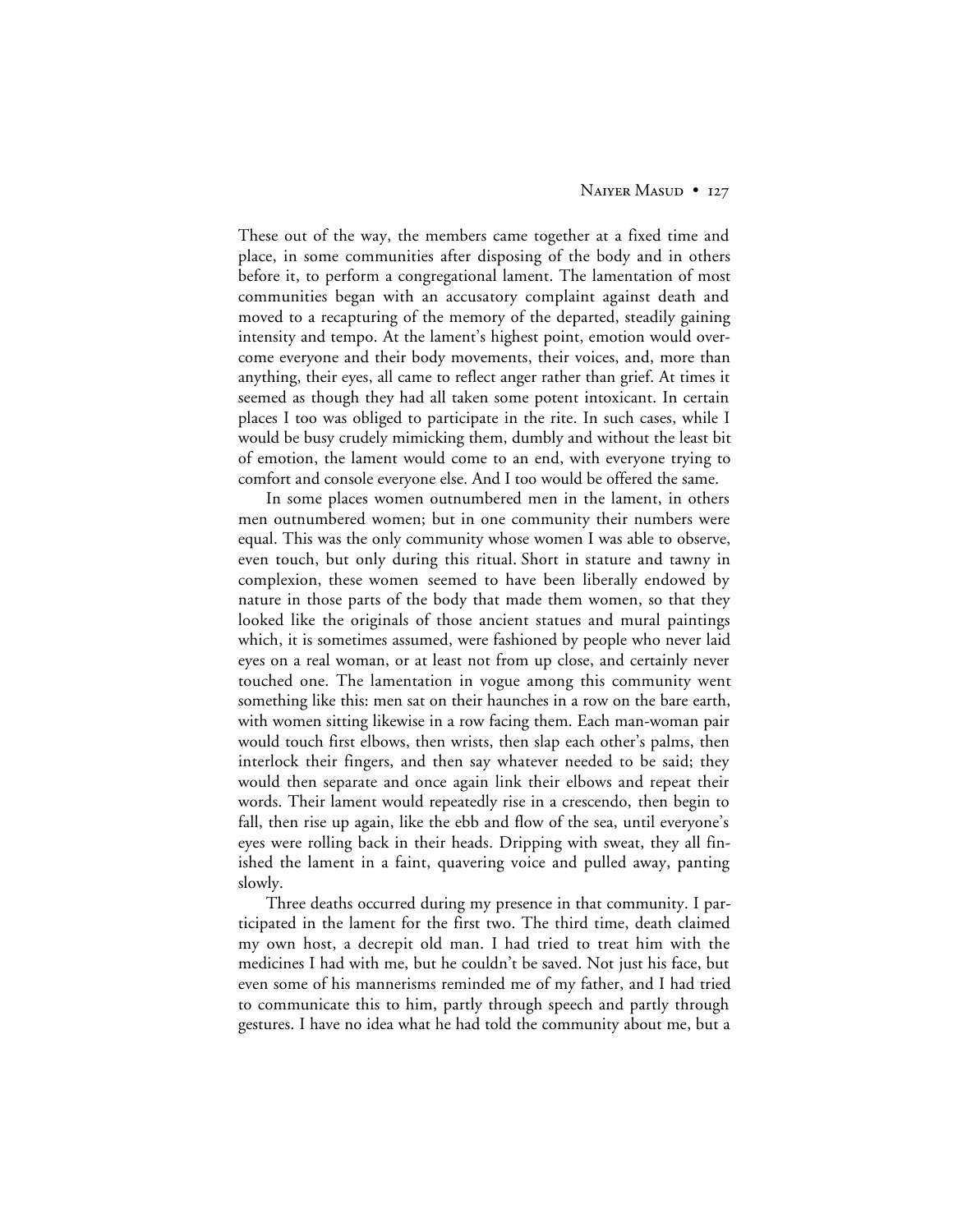These out of the way, the members came together at a fixed time and place, in some communities after disposing of the body and in others before it, to perform a congregational lament. The lamentation of most communities began with an accusatory complaint against death and moved to a recapturing of the memory of the departed, steadily gaining intensity and tempo. At the lament's highest point, emotion would overcome everyone and their body movements, their voices, and, more than anything, their eyes, all came to reflect anger rather than grief. At times it seemed as though they had all taken some potent intoxicant. In certain places I too was obliged to participate in the rite. In such cases, while I would be busy crudely mimicking them, dumbly and without the least bit of emotion, the lament would come to an end, with everyone trying to comfort and console everyone else. And I too would be offered the same.

In some places women outnumbered men in the lament, in others men outnumbered women; but in one community their numbers were equal. This was the only community whose women I was able to observe, even touch, but only during this ritual. Short in stature and tawny in complexion, these women seemed to have been liberally endowed by nature in those parts of the body that made them women, so that they looked like the originals of those ancient statues and mural paintings which, it is sometimes assumed, were fashioned by people who never laid eyes on a real woman, or at least not from up close, and certainly never touched one. The lamentation in vogue among this community went something like this: men sat on their haunches in a row on the bare earth, with women sitting likewise in a row facing them. Each man-woman pair would touch first elbows, then wrists, then slap each other's palms, then interlock their fingers, and then say whatever needed to be said; they would then separate and once again link their elbows and repeat their words. Their lament would repeatedly rise in a crescendo, then begin to fall, then rise up again, like the ebb and flow of the sea, until everyone's eyes were rolling back in their heads. Dripping with sweat, they all finished the lament in a faint, quavering voice and pulled away, panting slowly.

Three deaths occurred during my presence in that community. I participated in the lament for the first two. The third time, death claimed my own host, a decrepit old man. I had tried to treat him with the medicines I had with me, but he couldn't be saved. Not just his face, but even some of his mannerisms reminded me of my father, and I had tried to communicate this to him, partly through speech and partly through gestures. I have no idea what he had told the community about me, but a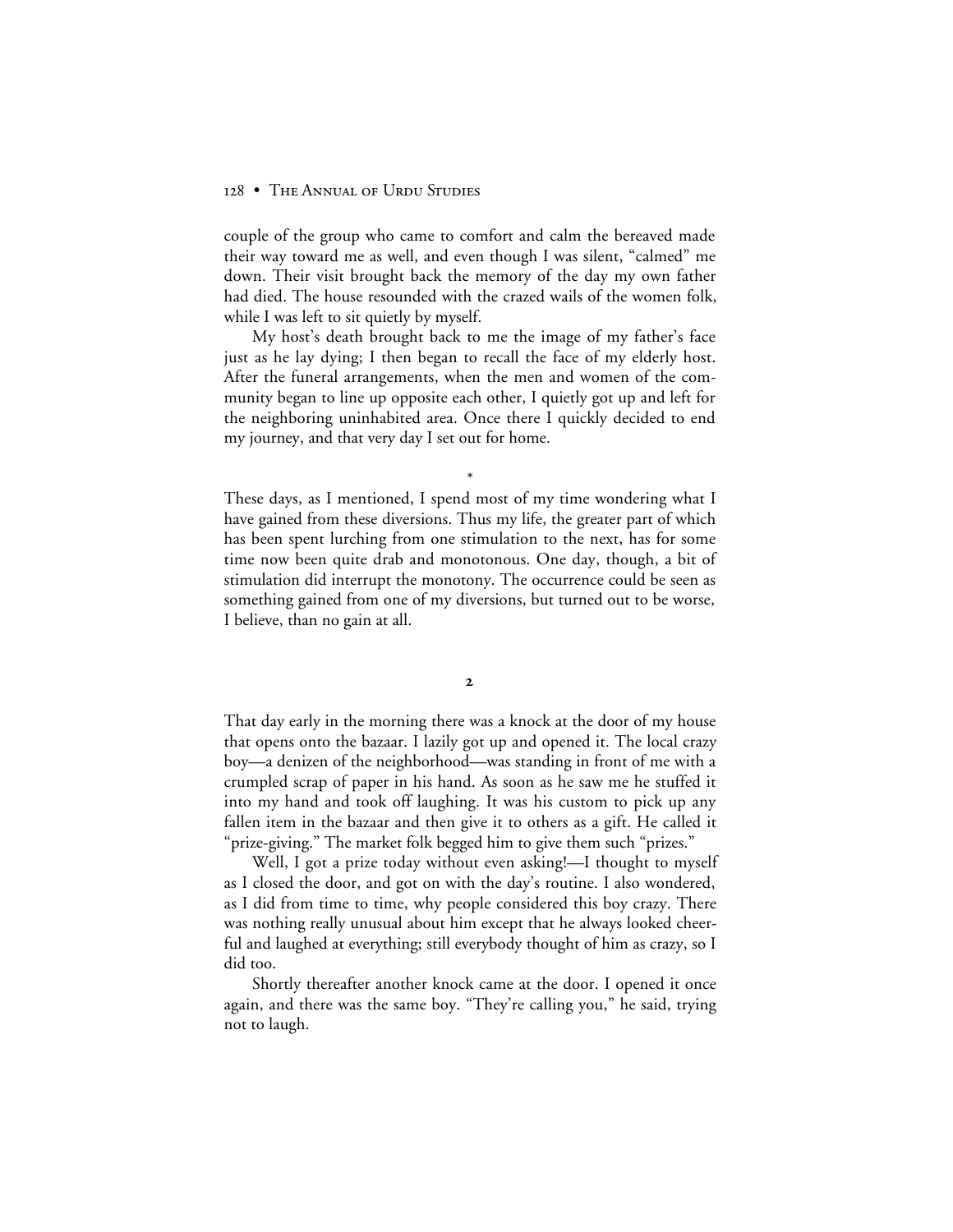couple of the group who came to comfort and calm the bereaved made their way toward me as well, and even though I was silent, "calmed" me down. Their visit brought back the memory of the day my own father had died. The house resounded with the crazed wails of the women folk, while I was left to sit quietly by myself.

My host's death brought back to me the image of my father's face just as he lay dying; I then began to recall the face of my elderly host. After the funeral arrangements, when the men and women of the community began to line up opposite each other, I quietly got up and left for the neighboring uninhabited area. Once there I quickly decided to end my journey, and that very day I set out for home.

*

These days, as I mentioned, I spend most of my time wondering what I have gained from these diversions. Thus my life, the greater part of which has been spent lurching from one stimulation to the next, has for some time now been quite drab and monotonous. One day, though, a bit of stimulation did interrupt the monotony. The occurrence could be seen as something gained from one of my diversions, but turned out to be worse, I believe, than no gain at all.

## 2

That day early in the morning there was a knock at the door of my house that opens onto the bazaar. I lazily got up and opened it. The local crazy boy—a denizen of the neighborhood—was standing in front of me with a crumpled scrap of paper in his hand. As soon as he saw me he stuffed it into my hand and took off laughing. It was his custom to pick up any fallen item in the bazaar and then give it to others as a gift. He called it "prize-giving." The market folk begged him to give them such "prizes."

Well, I got a prize today without even asking!—I thought to myself as I closed the door, and got on with the day's routine. I also wondered, as I did from time to time, why people considered this boy crazy. There was nothing really unusual about him except that he always looked cheerful and laughed at everything; still everybody thought of him as crazy, so I did too.

Shortly thereafter another knock came at the door. I opened it once again, and there was the same boy. "They're calling you," he said, trying not to laugh.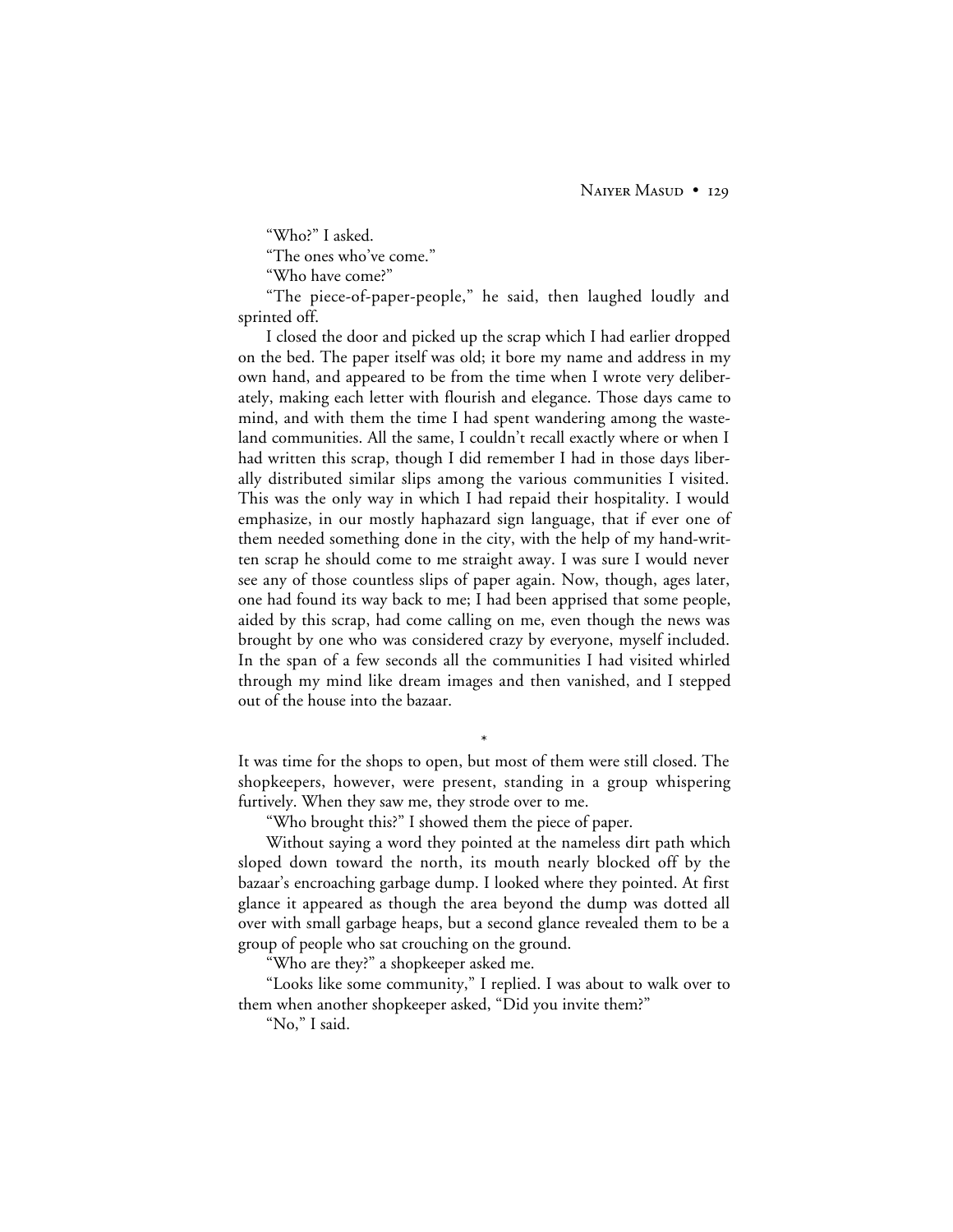"Who?" I asked.

"The ones who've come."

"Who have come?"

"The piece-of-paper-people," he said, then laughed loudly and sprinted off.

I closed the door and picked up the scrap which I had earlier dropped on the bed. The paper itself was old; it bore my name and address in my own hand, and appeared to be from the time when I wrote very deliberately, making each letter with flourish and elegance. Those days came to mind, and with them the time I had spent wandering among the wasteland communities. All the same, I couldn't recall exactly where or when I had written this scrap, though I did remember I had in those days liberally distributed similar slips among the various communities I visited. This was the only way in which I had repaid their hospitality. I would emphasize, in our mostly haphazard sign language, that if ever one of them needed something done in the city, with the help of my hand-written scrap he should come to me straight away. I was sure I would never see any of those countless slips of paper again. Now, though, ages later, one had found its way back to me; I had been apprised that some people, aided by this scrap, had come calling on me, even though the news was brought by one who was considered crazy by everyone, myself included. In the span of a few seconds all the communities I had visited whirled through my mind like dream images and then vanished, and I stepped out of the house into the bazaar.

*

It was time for the shops to open, but most of them were still closed. The shopkeepers, however, were present, standing in a group whispering furtively. When they saw me, they strode over to me.

"Who brought this?" I showed them the piece of paper.

Without saying a word they pointed at the nameless dirt path which sloped down toward the north, its mouth nearly blocked off by the bazaar's encroaching garbage dump. I looked where they pointed. At first glance it appeared as though the area beyond the dump was dotted all over with small garbage heaps, but a second glance revealed them to be a group of people who sat crouching on the ground.

"Who are they?" a shopkeeper asked me.

"Looks like some community," I replied. I was about to walk over to them when another shopkeeper asked, "Did you invite them?"

"No," I said.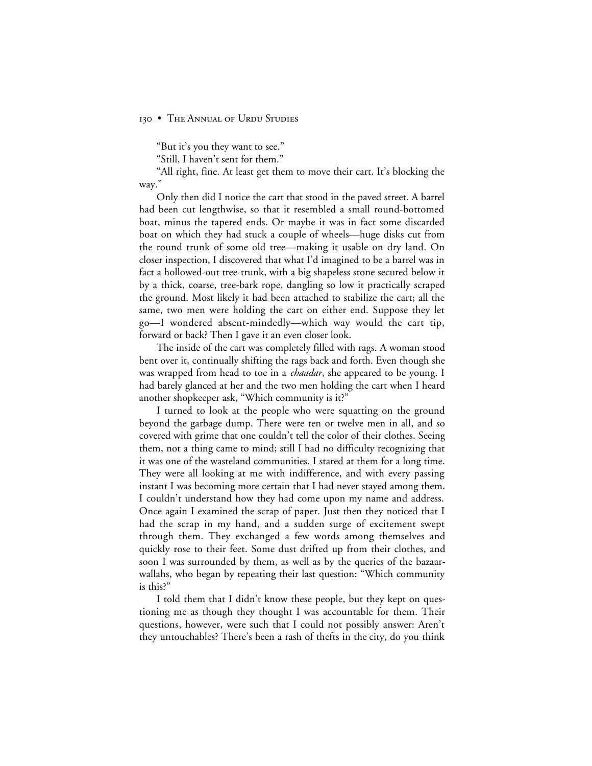"But it's you they want to see."

"Still, I haven't sent for them."

"All right, fine. At least get them to move their cart. It's blocking the way."

Only then did I notice the cart that stood in the paved street. A barrel had been cut lengthwise, so that it resembled a small round-bottomed boat, minus the tapered ends. Or maybe it was in fact some discarded boat on which they had stuck a couple of wheels—huge disks cut from the round trunk of some old tree—making it usable on dry land. On closer inspection, I discovered that what I'd imagined to be a barrel was in fact a hollowed-out tree-trunk, with a big shapeless stone secured below it by a thick, coarse, tree-bark rope, dangling so low it practically scraped the ground. Most likely it had been attached to stabilize the cart; all the same, two men were holding the cart on either end. Suppose they let go—I wondered absent-mindedly—which way would the cart tip, forward or back? Then I gave it an even closer look.

The inside of the cart was completely filled with rags. A woman stood bent over it, continually shifting the rags back and forth. Even though she was wrapped from head to toe in a *chaadar*, she appeared to be young. I had barely glanced at her and the two men holding the cart when I heard another shopkeeper ask, "Which community is it?"

I turned to look at the people who were squatting on the ground beyond the garbage dump. There were ten or twelve men in all, and so covered with grime that one couldn't tell the color of their clothes. Seeing them, not a thing came to mind; still I had no difficulty recognizing that it was one of the wasteland communities. I stared at them for a long time. They were all looking at me with indifference, and with every passing instant I was becoming more certain that I had never stayed among them. I couldn't understand how they had come upon my name and address. Once again I examined the scrap of paper. Just then they noticed that I had the scrap in my hand, and a sudden surge of excitement swept through them. They exchanged a few words among themselves and quickly rose to their feet. Some dust drifted up from their clothes, and soon I was surrounded by them, as well as by the queries of the bazaar-wallahs, who began by repeating their last question: "Which community is this?"

I told them that I didn't know these people, but they kept on questioning me as though they thought I was accountable for them. Their questions, however, were such that I could not possibly answer: Aren't they untouchables? There's been a rash of thefts in the city, do you think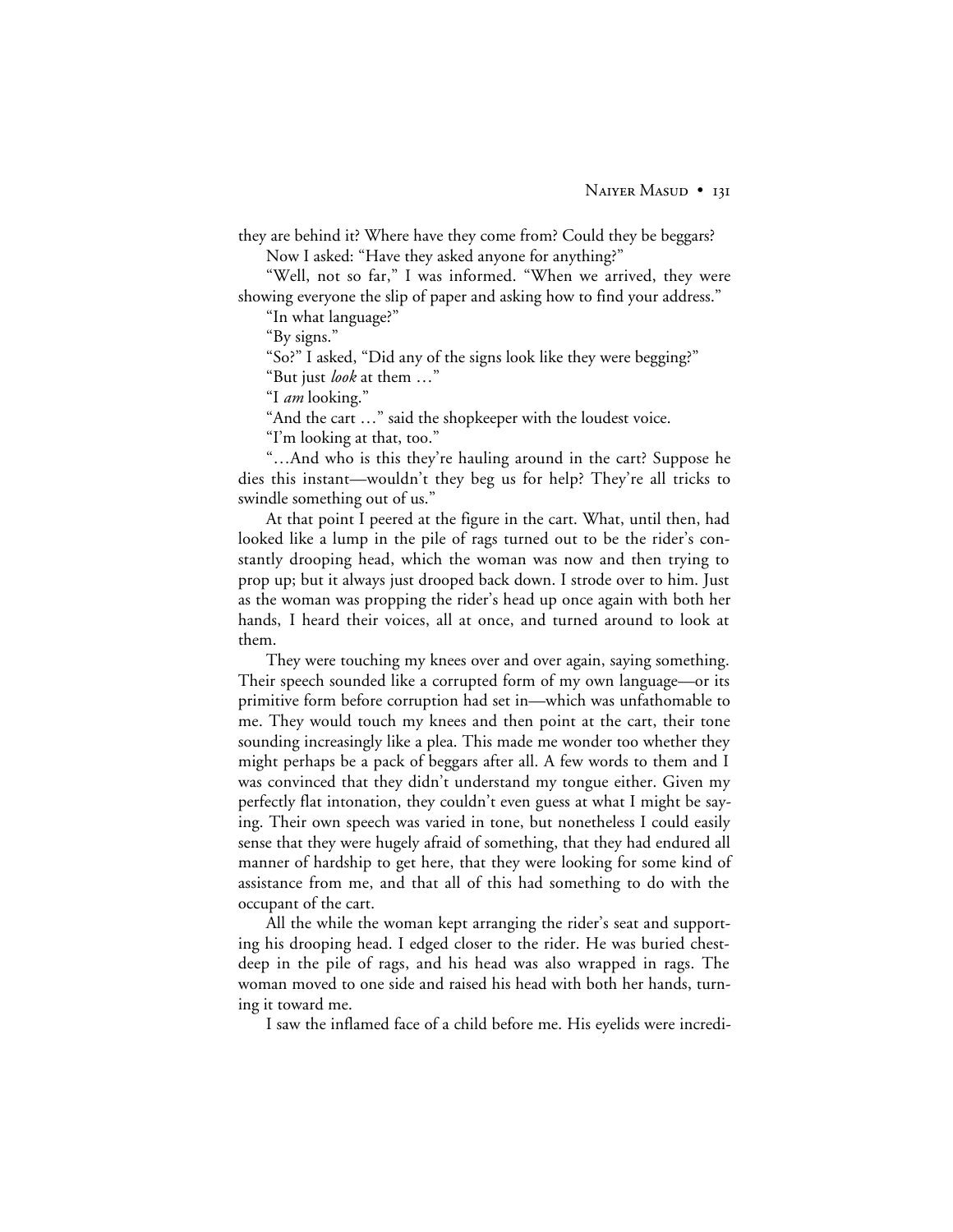they are behind it? Where have they come from? Could they be beggars?

Now I asked: "Have they asked anyone for anything?"

"Well, not so far," I was informed. "When we arrived, they were showing everyone the slip of paper and asking how to find your address."

"In what language?"

"By signs."

"So?" I asked, "Did any of the signs look like they were begging?"

"But just *look* at them …"

"I *am* looking."

"And the cart …" said the shopkeeper with the loudest voice.

"I'm looking at that, too."

"…And who is this they're hauling around in the cart? Suppose he dies this instant—wouldn't they beg us for help? They're all tricks to swindle something out of us."

At that point I peered at the figure in the cart. What, until then, had looked like a lump in the pile of rags turned out to be the rider's constantly drooping head, which the woman was now and then trying to prop up; but it always just drooped back down. I strode over to him. Just as the woman was propping the rider's head up once again with both her hands, I heard their voices, all at once, and turned around to look at them.

They were touching my knees over and over again, saying something. Their speech sounded like a corrupted form of my own language—or its primitive form before corruption had set in—which was unfathomable to me. They would touch my knees and then point at the cart, their tone sounding increasingly like a plea. This made me wonder too whether they might perhaps be a pack of beggars after all. A few words to them and I was convinced that they didn't understand my tongue either. Given my perfectly flat intonation, they couldn't even guess at what I might be saying. Their own speech was varied in tone, but nonetheless I could easily sense that they were hugely afraid of something, that they had endured all manner of hardship to get here, that they were looking for some kind of assistance from me, and that all of this had something to do with the occupant of the cart.

All the while the woman kept arranging the rider's seat and supporting his drooping head. I edged closer to the rider. He was buried chest-deep in the pile of rags, and his head was also wrapped in rags. The woman moved to one side and raised his head with both her hands, turning it toward me.

I saw the inflamed face of a child before me. His eyelids were incredi-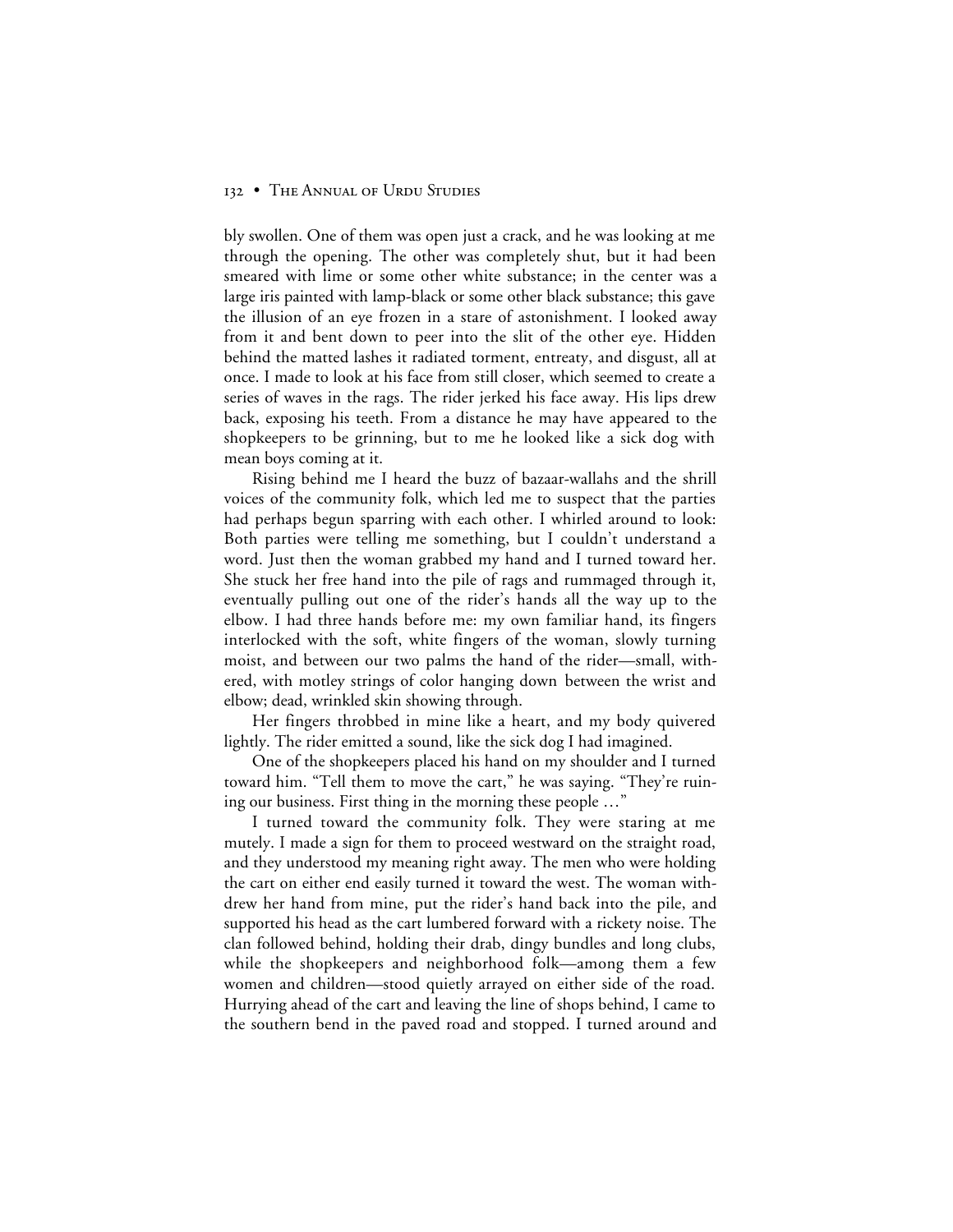bly swollen. One of them was open just a crack, and he was looking at me through the opening. The other was completely shut, but it had been smeared with lime or some other white substance; in the center was a large iris painted with lamp-black or some other black substance; this gave the illusion of an eye frozen in a stare of astonishment. I looked away from it and bent down to peer into the slit of the other eye. Hidden behind the matted lashes it radiated torment, entreaty, and disgust, all at once. I made to look at his face from still closer, which seemed to create a series of waves in the rags. The rider jerked his face away. His lips drew back, exposing his teeth. From a distance he may have appeared to the shopkeepers to be grinning, but to me he looked like a sick dog with mean boys coming at it.

Rising behind me I heard the buzz of bazaar-wallahs and the shrill voices of the community folk, which led me to suspect that the parties had perhaps begun sparring with each other. I whirled around to look: Both parties were telling me something, but I couldn't understand a word. Just then the woman grabbed my hand and I turned toward her. She stuck her free hand into the pile of rags and rummaged through it, eventually pulling out one of the rider's hands all the way up to the elbow. I had three hands before me: my own familiar hand, its fingers interlocked with the soft, white fingers of the woman, slowly turning moist, and between our two palms the hand of the rider—small, withered, with motley strings of color hanging down between the wrist and elbow; dead, wrinkled skin showing through.

Her fingers throbbed in mine like a heart, and my body quivered lightly. The rider emitted a sound, like the sick dog I had imagined.

One of the shopkeepers placed his hand on my shoulder and I turned toward him. "Tell them to move the cart," he was saying. "They're ruining our business. First thing in the morning these people …"

I turned toward the community folk. They were staring at me mutely. I made a sign for them to proceed westward on the straight road, and they understood my meaning right away. The men who were holding the cart on either end easily turned it toward the west. The woman withdrew her hand from mine, put the rider's hand back into the pile, and supported his head as the cart lumbered forward with a rickety noise. The clan followed behind, holding their drab, dingy bundles and long clubs, while the shopkeepers and neighborhood folk—among them a few women and children—stood quietly arrayed on either side of the road. Hurrying ahead of the cart and leaving the line of shops behind, I came to the southern bend in the paved road and stopped. I turned around and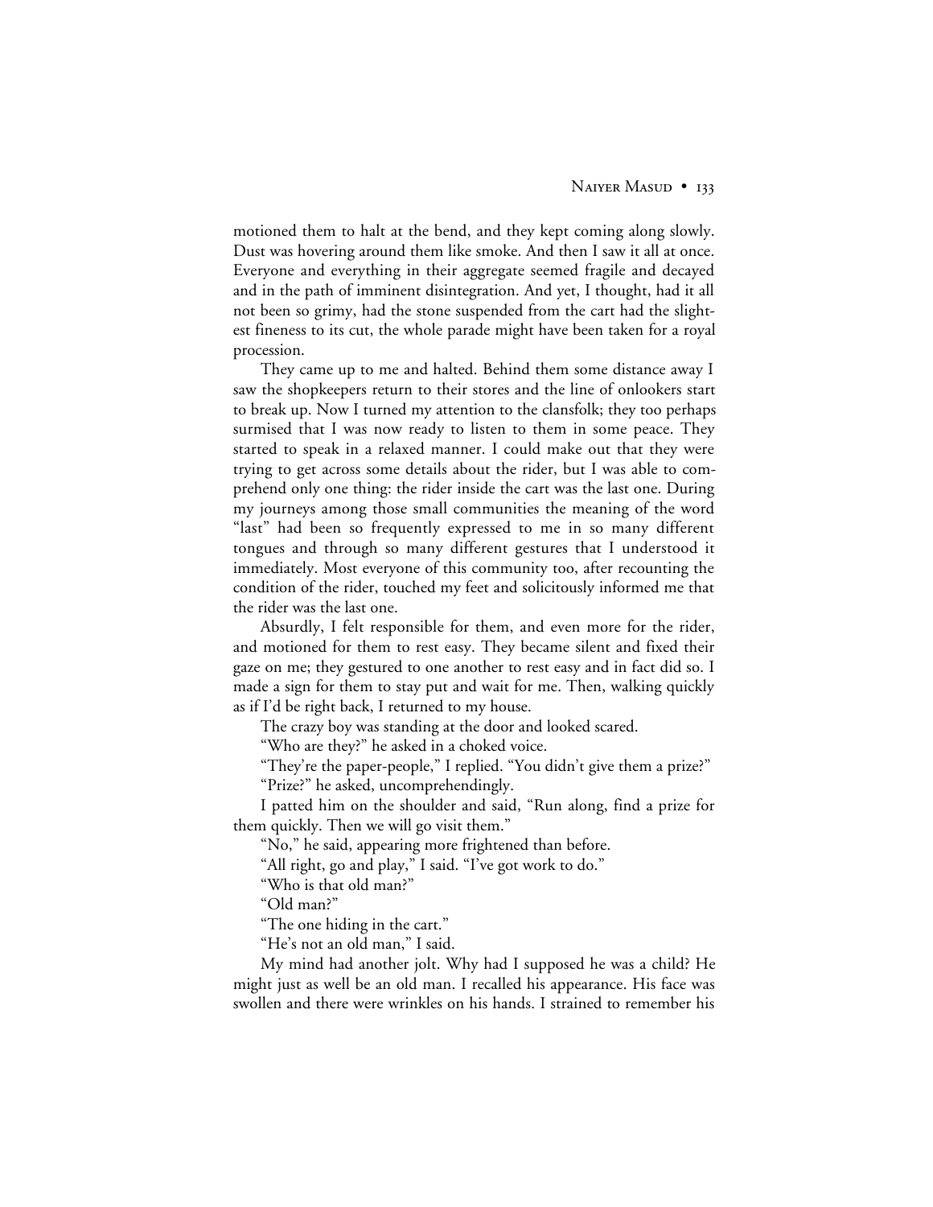motioned them to halt at the bend, and they kept coming along slowly. Dust was hovering around them like smoke. And then I saw it all at once. Everyone and everything in their aggregate seemed fragile and decayed and in the path of imminent disintegration. And yet, I thought, had it all not been so grimy, had the stone suspended from the cart had the slightest fineness to its cut, the whole parade might have been taken for a royal procession.

They came up to me and halted. Behind them some distance away I saw the shopkeepers return to their stores and the line of onlookers start to break up. Now I turned my attention to the clansfolk; they too perhaps surmised that I was now ready to listen to them in some peace. They started to speak in a relaxed manner. I could make out that they were trying to get across some details about the rider, but I was able to comprehend only one thing: the rider inside the cart was the last one. During my journeys among those small communities the meaning of the word "last" had been so frequently expressed to me in so many different tongues and through so many different gestures that I understood it immediately. Most everyone of this community too, after recounting the condition of the rider, touched my feet and solicitously informed me that the rider was the last one.

Absurdly, I felt responsible for them, and even more for the rider, and motioned for them to rest easy. They became silent and fixed their gaze on me; they gestured to one another to rest easy and in fact did so. I made a sign for them to stay put and wait for me. Then, walking quickly as if I'd be right back, I returned to my house.

The crazy boy was standing at the door and looked scared.

"Who are they?" he asked in a choked voice.

"They're the paper-people," I replied. "You didn't give them a prize?"

"Prize?" he asked, uncomprehendingly.

I patted him on the shoulder and said, "Run along, find a prize for them quickly. Then we will go visit them."

"No," he said, appearing more frightened than before.

"All right, go and play," I said. "I've got work to do."

"Who is that old man?"

"Old man?"

"The one hiding in the cart."

"He's not an old man," I said.

My mind had another jolt. Why had I supposed he was a child? He might just as well be an old man. I recalled his appearance. His face was swollen and there were wrinkles on his hands. I strained to remember his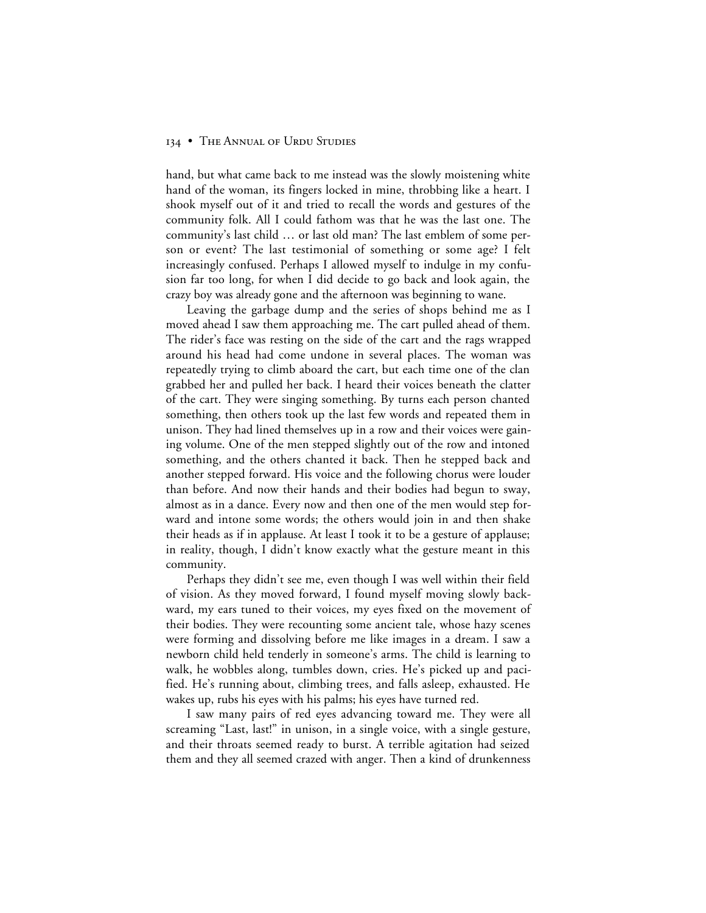hand, but what came back to me instead was the slowly moistening white hand of the woman, its fingers locked in mine, throbbing like a heart. I shook myself out of it and tried to recall the words and gestures of the community folk. All I could fathom was that he was the last one. The community's last child … or last old man? The last emblem of some person or event? The last testimonial of something or some age? I felt increasingly confused. Perhaps I allowed myself to indulge in my confusion far too long, for when I did decide to go back and look again, the crazy boy was already gone and the afternoon was beginning to wane.

Leaving the garbage dump and the series of shops behind me as I moved ahead I saw them approaching me. The cart pulled ahead of them. The rider's face was resting on the side of the cart and the rags wrapped around his head had come undone in several places. The woman was repeatedly trying to climb aboard the cart, but each time one of the clan grabbed her and pulled her back. I heard their voices beneath the clatter of the cart. They were singing something. By turns each person chanted something, then others took up the last few words and repeated them in unison. They had lined themselves up in a row and their voices were gaining volume. One of the men stepped slightly out of the row and intoned something, and the others chanted it back. Then he stepped back and another stepped forward. His voice and the following chorus were louder than before. And now their hands and their bodies had begun to sway, almost as in a dance. Every now and then one of the men would step forward and intone some words; the others would join in and then shake their heads as if in applause. At least I took it to be a gesture of applause; in reality, though, I didn't know exactly what the gesture meant in this community.

Perhaps they didn't see me, even though I was well within their field of vision. As they moved forward, I found myself moving slowly backward, my ears tuned to their voices, my eyes fixed on the movement of their bodies. They were recounting some ancient tale, whose hazy scenes were forming and dissolving before me like images in a dream. I saw a newborn child held tenderly in someone's arms. The child is learning to walk, he wobbles along, tumbles down, cries. He's picked up and pacified. He's running about, climbing trees, and falls asleep, exhausted. He wakes up, rubs his eyes with his palms; his eyes have turned red.

I saw many pairs of red eyes advancing toward me. They were all screaming "Last, last!" in unison, in a single voice, with a single gesture, and their throats seemed ready to burst. A terrible agitation had seized them and they all seemed crazed with anger. Then a kind of drunkenness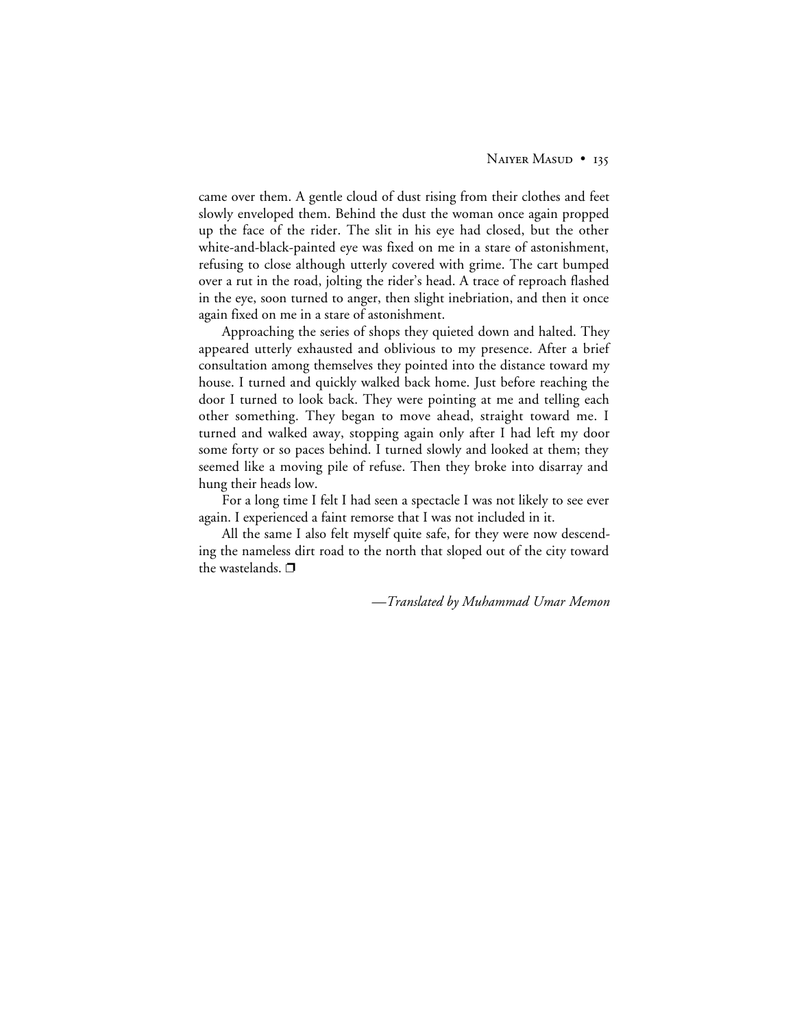came over them. A gentle cloud of dust rising from their clothes and feet slowly enveloped them. Behind the dust the woman once again propped up the face of the rider. The slit in his eye had closed, but the other white-and-black-painted eye was fixed on me in a stare of astonishment, refusing to close although utterly covered with grime. The cart bumped over a rut in the road, jolting the rider's head. A trace of reproach flashed in the eye, soon turned to anger, then slight inebriation, and then it once again fixed on me in a stare of astonishment.

Approaching the series of shops they quieted down and halted. They appeared utterly exhausted and oblivious to my presence. After a brief consultation among themselves they pointed into the distance toward my house. I turned and quickly walked back home. Just before reaching the door I turned to look back. They were pointing at me and telling each other something. They began to move ahead, straight toward me. I turned and walked away, stopping again only after I had left my door some forty or so paces behind. I turned slowly and looked at them; they seemed like a moving pile of refuse. Then they broke into disarray and hung their heads low.

For a long time I felt I had seen a spectacle I was not likely to see ever again. I experienced a faint remorse that I was not included in it.

All the same I also felt myself quite safe, for they were now descending the nameless dirt road to the north that sloped out of the city toward the wastelands. ❒

*—Translated by Muhammad Umar Memon*